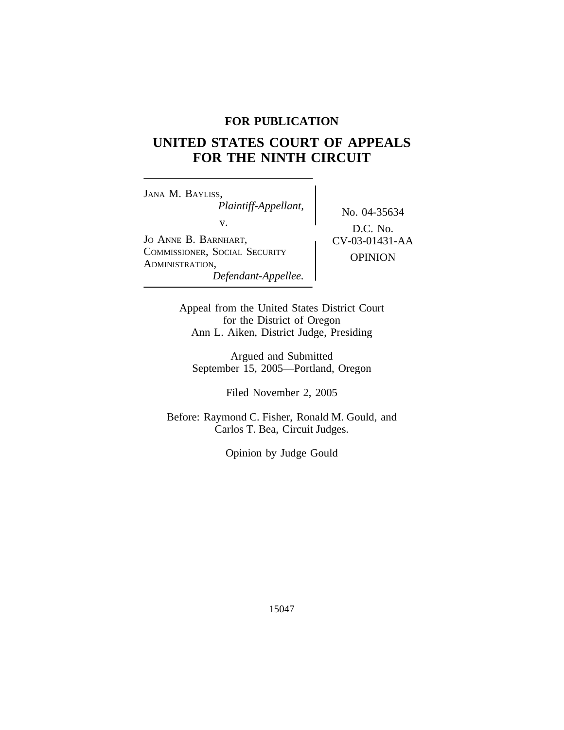**FOR PUBLICATION**

# UNITED STATES COURT OF APPEALS FOR THE NINTH CIRCUIT

JANA M. BAYLISS,
*Plaintiff-Appellant,*

v.

JO ANNE B. BARNHART, COMMISSIONER, SOCIAL SECURITY ADMINISTRATION,
*Defendant-Appellee.*

No. 04-35634

D.C. No. CV-03-01431-AA

OPINION

Appeal from the United States District Court
for the District of Oregon
Ann L. Aiken, District Judge, Presiding

Argued and Submitted
September 15, 2005—Portland, Oregon

Filed November 2, 2005

Before: Raymond C. Fisher, Ronald M. Gould, and Carlos T. Bea, Circuit Judges.

Opinion by Judge Gould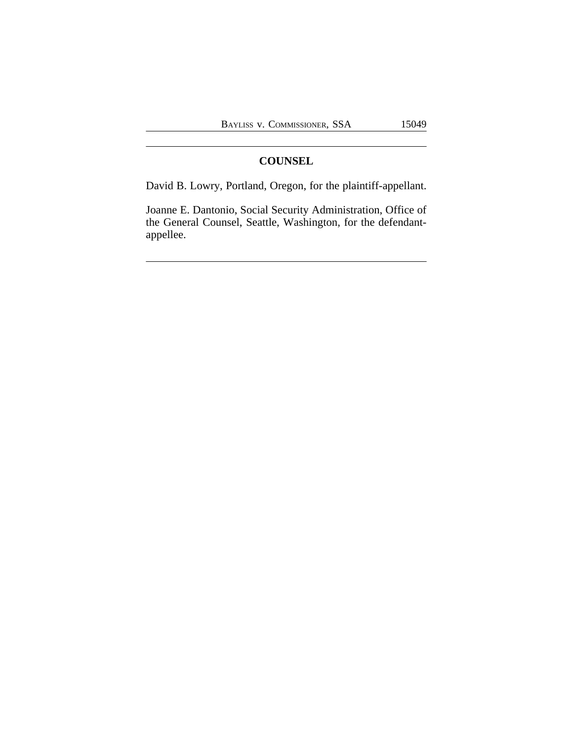## COUNSEL

David B. Lowry, Portland, Oregon, for the plaintiff-appellant.

Joanne E. Dantonio, Social Security Administration, Office of the General Counsel, Seattle, Washington, for the defendant-appellee.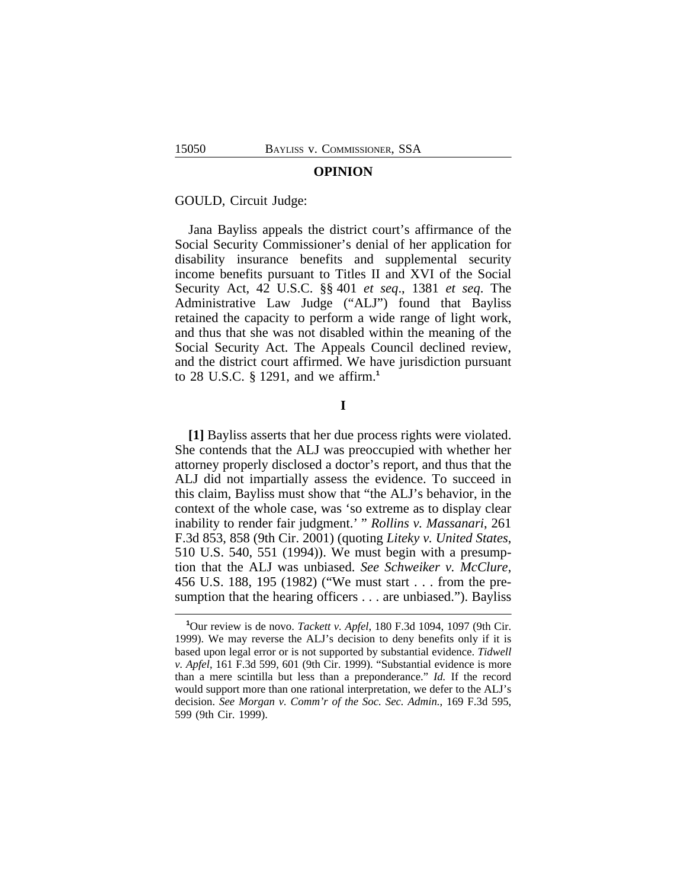## OPINION

GOULD, Circuit Judge:

Jana Bayliss appeals the district court's affirmance of the Social Security Commissioner's denial of her application for disability insurance benefits and supplemental security income benefits pursuant to Titles II and XVI of the Social Security Act, 42 U.S.C. §§ 401 *et seq*., 1381 *et seq*. The Administrative Law Judge ("ALJ") found that Bayliss retained the capacity to perform a wide range of light work, and thus that she was not disabled within the meaning of the Social Security Act. The Appeals Council declined review, and the district court affirmed. We have jurisdiction pursuant to 28 U.S.C. § 1291, and we affirm.[1]

### I

**[1]** Bayliss asserts that her due process rights were violated. She contends that the ALJ was preoccupied with whether her attorney properly disclosed a doctor's report, and thus that the ALJ did not impartially assess the evidence. To succeed in this claim, Bayliss must show that "the ALJ's behavior, in the context of the whole case, was 'so extreme as to display clear inability to render fair judgment.' " *Rollins v. Massanari*, 261 F.3d 853, 858 (9th Cir. 2001) (quoting *Liteky v. United States*, 510 U.S. 540, 551 (1994)). We must begin with a presumption that the ALJ was unbiased. *See Schweiker v. McClure*, 456 U.S. 188, 195 (1982) ("We must start . . . from the presumption that the hearing officers . . . are unbiased."). Bayliss

---

[1]Our review is de novo. *Tackett v. Apfel*, 180 F.3d 1094, 1097 (9th Cir. 1999). We may reverse the ALJ's decision to deny benefits only if it is based upon legal error or is not supported by substantial evidence. *Tidwell v. Apfel*, 161 F.3d 599, 601 (9th Cir. 1999). "Substantial evidence is more than a mere scintilla but less than a preponderance." *Id.* If the record would support more than one rational interpretation, we defer to the ALJ's decision. *See Morgan v. Comm'r of the Soc. Sec. Admin.*, 169 F.3d 595, 599 (9th Cir. 1999).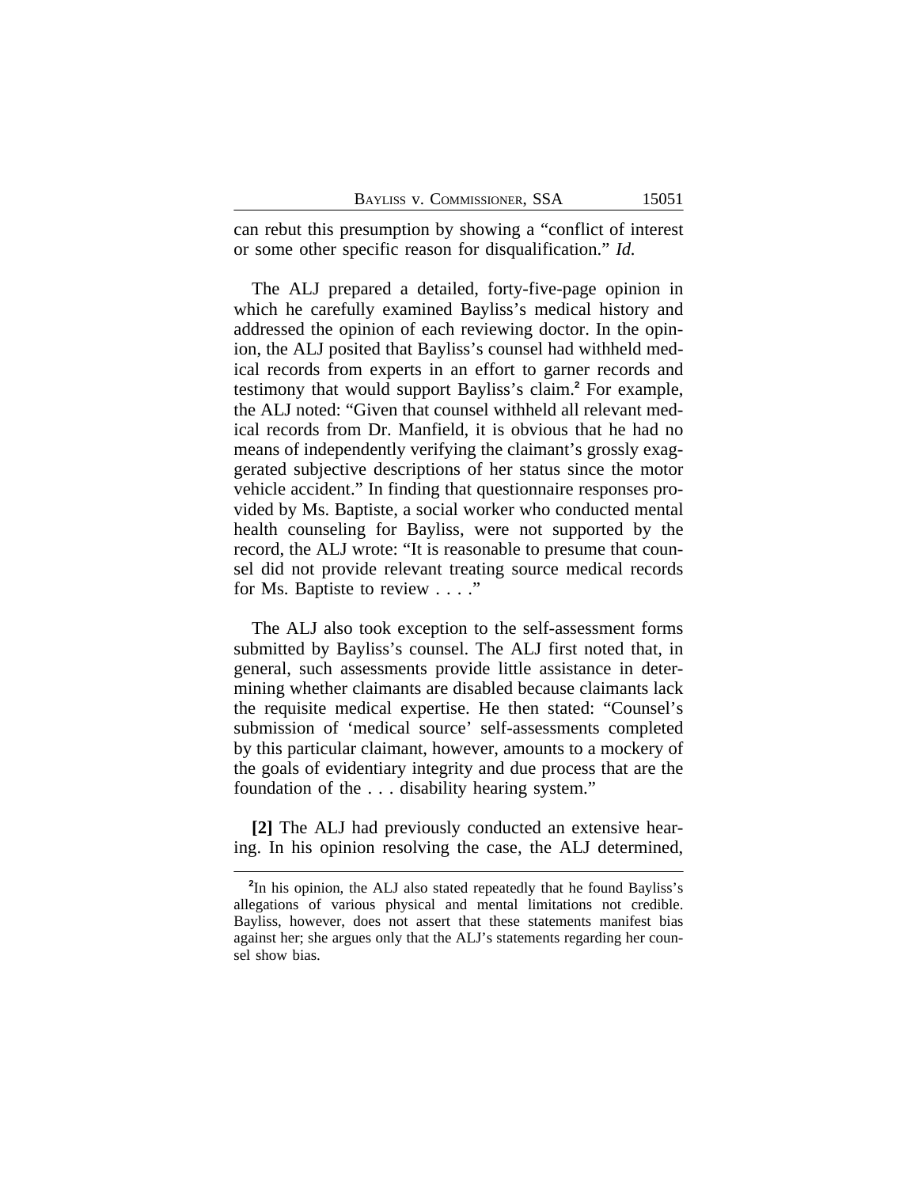can rebut this presumption by showing a "conflict of interest or some other specific reason for disqualification." *Id.*

The ALJ prepared a detailed, forty-five-page opinion in which he carefully examined Bayliss's medical history and addressed the opinion of each reviewing doctor. In the opinion, the ALJ posited that Bayliss's counsel had withheld medical records from experts in an effort to garner records and testimony that would support Bayliss's claim.[2] For example, the ALJ noted: "Given that counsel withheld all relevant medical records from Dr. Manfield, it is obvious that he had no means of independently verifying the claimant's grossly exaggerated subjective descriptions of her status since the motor vehicle accident." In finding that questionnaire responses provided by Ms. Baptiste, a social worker who conducted mental health counseling for Bayliss, were not supported by the record, the ALJ wrote: "It is reasonable to presume that counsel did not provide relevant treating source medical records for Ms. Baptiste to review . . . ."

The ALJ also took exception to the self-assessment forms submitted by Bayliss's counsel. The ALJ first noted that, in general, such assessments provide little assistance in determining whether claimants are disabled because claimants lack the requisite medical expertise. He then stated: "Counsel's submission of 'medical source' self-assessments completed by this particular claimant, however, amounts to a mockery of the goals of evidentiary integrity and due process that are the foundation of the . . . disability hearing system."

**[2]** The ALJ had previously conducted an extensive hearing. In his opinion resolving the case, the ALJ determined,

---

[2]In his opinion, the ALJ also stated repeatedly that he found Bayliss's allegations of various physical and mental limitations not credible. Bayliss, however, does not assert that these statements manifest bias against her; she argues only that the ALJ's statements regarding her counsel show bias.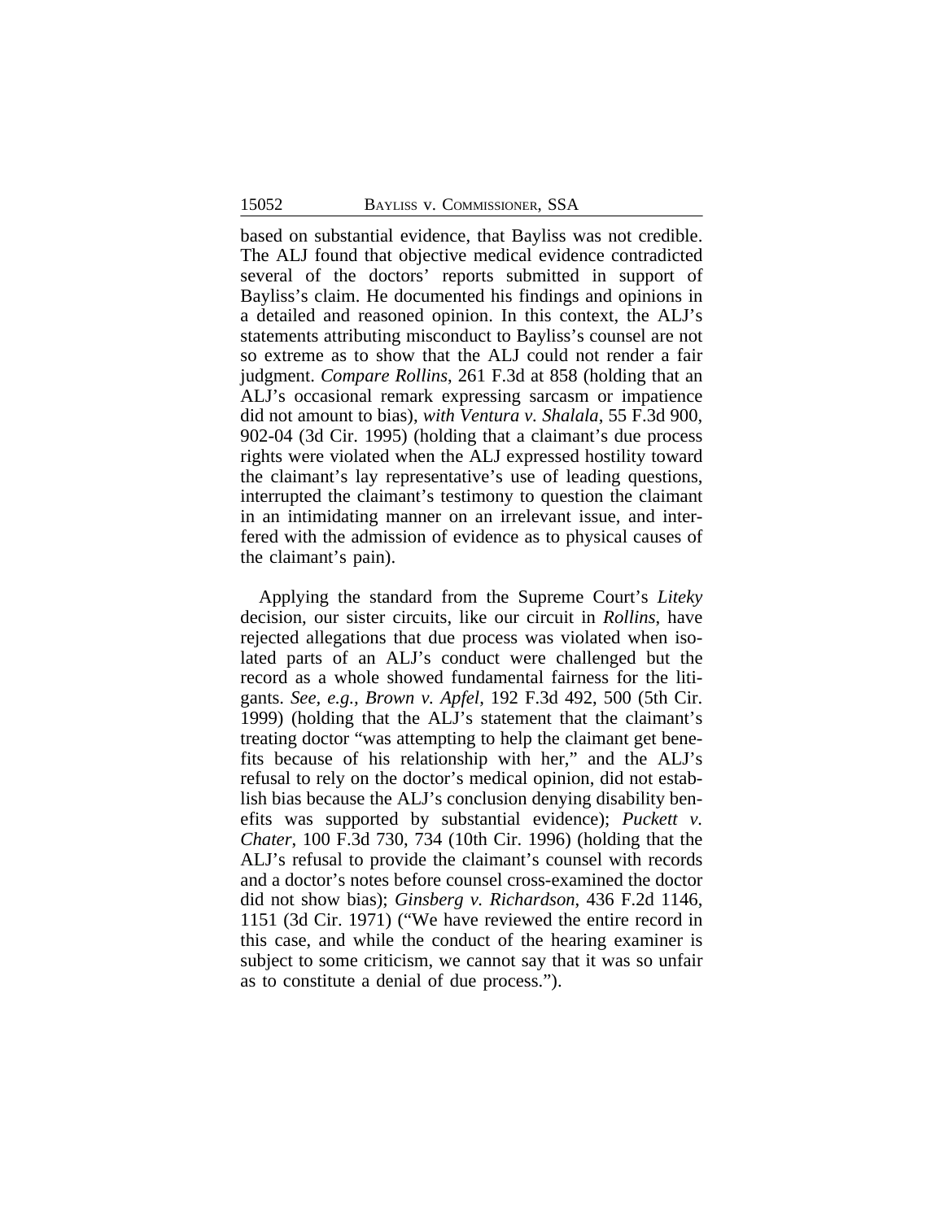based on substantial evidence, that Bayliss was not credible. The ALJ found that objective medical evidence contradicted several of the doctors' reports submitted in support of Bayliss's claim. He documented his findings and opinions in a detailed and reasoned opinion. In this context, the ALJ's statements attributing misconduct to Bayliss's counsel are not so extreme as to show that the ALJ could not render a fair judgment. *Compare Rollins*, 261 F.3d at 858 (holding that an ALJ's occasional remark expressing sarcasm or impatience did not amount to bias), *with Ventura v. Shalala*, 55 F.3d 900, 902-04 (3d Cir. 1995) (holding that a claimant's due process rights were violated when the ALJ expressed hostility toward the claimant's lay representative's use of leading questions, interrupted the claimant's testimony to question the claimant in an intimidating manner on an irrelevant issue, and interfered with the admission of evidence as to physical causes of the claimant's pain).

Applying the standard from the Supreme Court's *Liteky* decision, our sister circuits, like our circuit in *Rollins*, have rejected allegations that due process was violated when isolated parts of an ALJ's conduct were challenged but the record as a whole showed fundamental fairness for the litigants. *See, e.g.*, *Brown v. Apfel*, 192 F.3d 492, 500 (5th Cir. 1999) (holding that the ALJ's statement that the claimant's treating doctor "was attempting to help the claimant get benefits because of his relationship with her," and the ALJ's refusal to rely on the doctor's medical opinion, did not establish bias because the ALJ's conclusion denying disability benefits was supported by substantial evidence); *Puckett v. Chater*, 100 F.3d 730, 734 (10th Cir. 1996) (holding that the ALJ's refusal to provide the claimant's counsel with records and a doctor's notes before counsel cross-examined the doctor did not show bias); *Ginsberg v. Richardson*, 436 F.2d 1146, 1151 (3d Cir. 1971) ("We have reviewed the entire record in this case, and while the conduct of the hearing examiner is subject to some criticism, we cannot say that it was so unfair as to constitute a denial of due process.").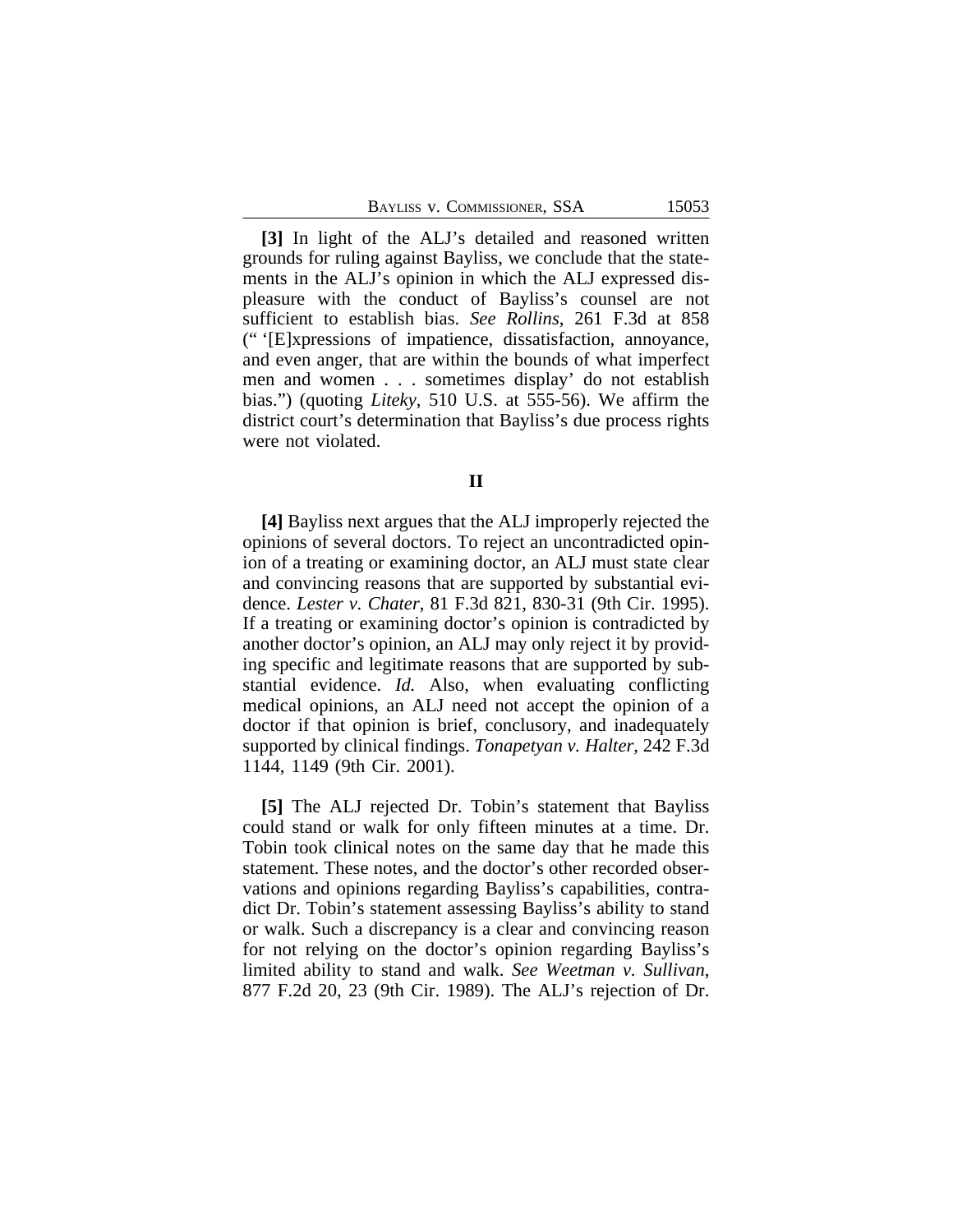**[3]** In light of the ALJ's detailed and reasoned written grounds for ruling against Bayliss, we conclude that the statements in the ALJ's opinion in which the ALJ expressed displeasure with the conduct of Bayliss's counsel are not sufficient to establish bias. *See Rollins*, 261 F.3d at 858 (" '[E]xpressions of impatience, dissatisfaction, annoyance, and even anger, that are within the bounds of what imperfect men and women . . . sometimes display' do not establish bias.") (quoting *Liteky*, 510 U.S. at 555-56). We affirm the district court's determination that Bayliss's due process rights were not violated.

## II

**[4]** Bayliss next argues that the ALJ improperly rejected the opinions of several doctors. To reject an uncontradicted opinion of a treating or examining doctor, an ALJ must state clear and convincing reasons that are supported by substantial evidence. *Lester v. Chater*, 81 F.3d 821, 830-31 (9th Cir. 1995). If a treating or examining doctor's opinion is contradicted by another doctor's opinion, an ALJ may only reject it by providing specific and legitimate reasons that are supported by substantial evidence. *Id.* Also, when evaluating conflicting medical opinions, an ALJ need not accept the opinion of a doctor if that opinion is brief, conclusory, and inadequately supported by clinical findings. *Tonapetyan v. Halter*, 242 F.3d 1144, 1149 (9th Cir. 2001).

**[5]** The ALJ rejected Dr. Tobin's statement that Bayliss could stand or walk for only fifteen minutes at a time. Dr. Tobin took clinical notes on the same day that he made this statement. These notes, and the doctor's other recorded observations and opinions regarding Bayliss's capabilities, contradict Dr. Tobin's statement assessing Bayliss's ability to stand or walk. Such a discrepancy is a clear and convincing reason for not relying on the doctor's opinion regarding Bayliss's limited ability to stand and walk. *See Weetman v. Sullivan*, 877 F.2d 20, 23 (9th Cir. 1989). The ALJ's rejection of Dr.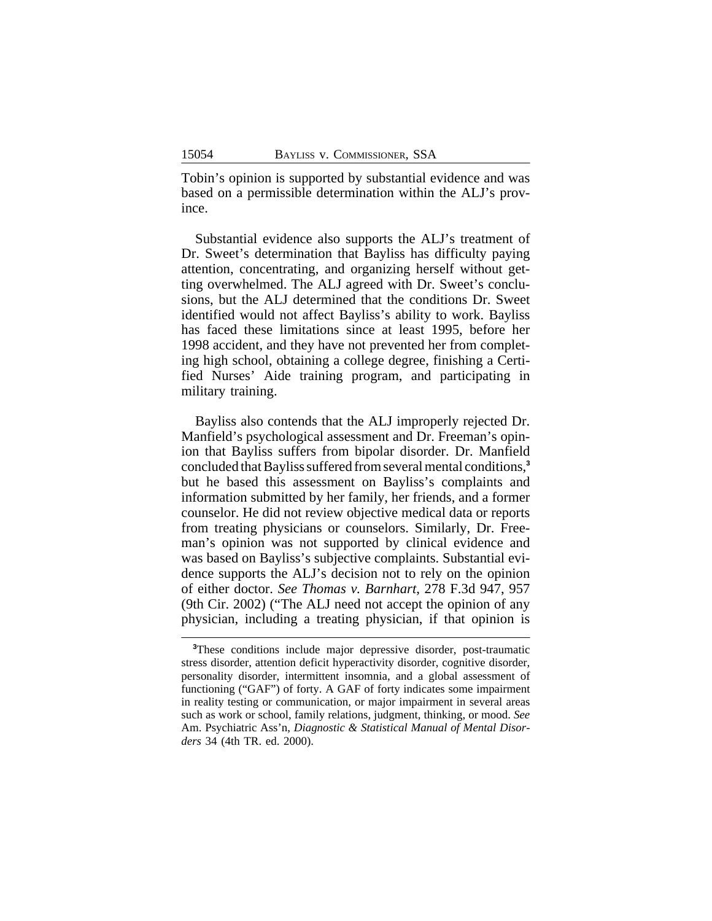Tobin's opinion is supported by substantial evidence and was based on a permissible determination within the ALJ's province.

Substantial evidence also supports the ALJ's treatment of Dr. Sweet's determination that Bayliss has difficulty paying attention, concentrating, and organizing herself without getting overwhelmed. The ALJ agreed with Dr. Sweet's conclusions, but the ALJ determined that the conditions Dr. Sweet identified would not affect Bayliss's ability to work. Bayliss has faced these limitations since at least 1995, before her 1998 accident, and they have not prevented her from completing high school, obtaining a college degree, finishing a Certified Nurses' Aide training program, and participating in military training.

Bayliss also contends that the ALJ improperly rejected Dr. Manfield's psychological assessment and Dr. Freeman's opinion that Bayliss suffers from bipolar disorder. Dr. Manfield concluded that Bayliss suffered from several mental conditions,[3] but he based this assessment on Bayliss's complaints and information submitted by her family, her friends, and a former counselor. He did not review objective medical data or reports from treating physicians or counselors. Similarly, Dr. Freeman's opinion was not supported by clinical evidence and was based on Bayliss's subjective complaints. Substantial evidence supports the ALJ's decision not to rely on the opinion of either doctor. *See Thomas v. Barnhart*, 278 F.3d 947, 957 (9th Cir. 2002) ("The ALJ need not accept the opinion of any physician, including a treating physician, if that opinion is

---

[3]These conditions include major depressive disorder, post-traumatic stress disorder, attention deficit hyperactivity disorder, cognitive disorder, personality disorder, intermittent insomnia, and a global assessment of functioning ("GAF") of forty. A GAF of forty indicates some impairment in reality testing or communication, or major impairment in several areas such as work or school, family relations, judgment, thinking, or mood. *See* Am. Psychiatric Ass'n, *Diagnostic & Statistical Manual of Mental Disorders* 34 (4th TR. ed. 2000).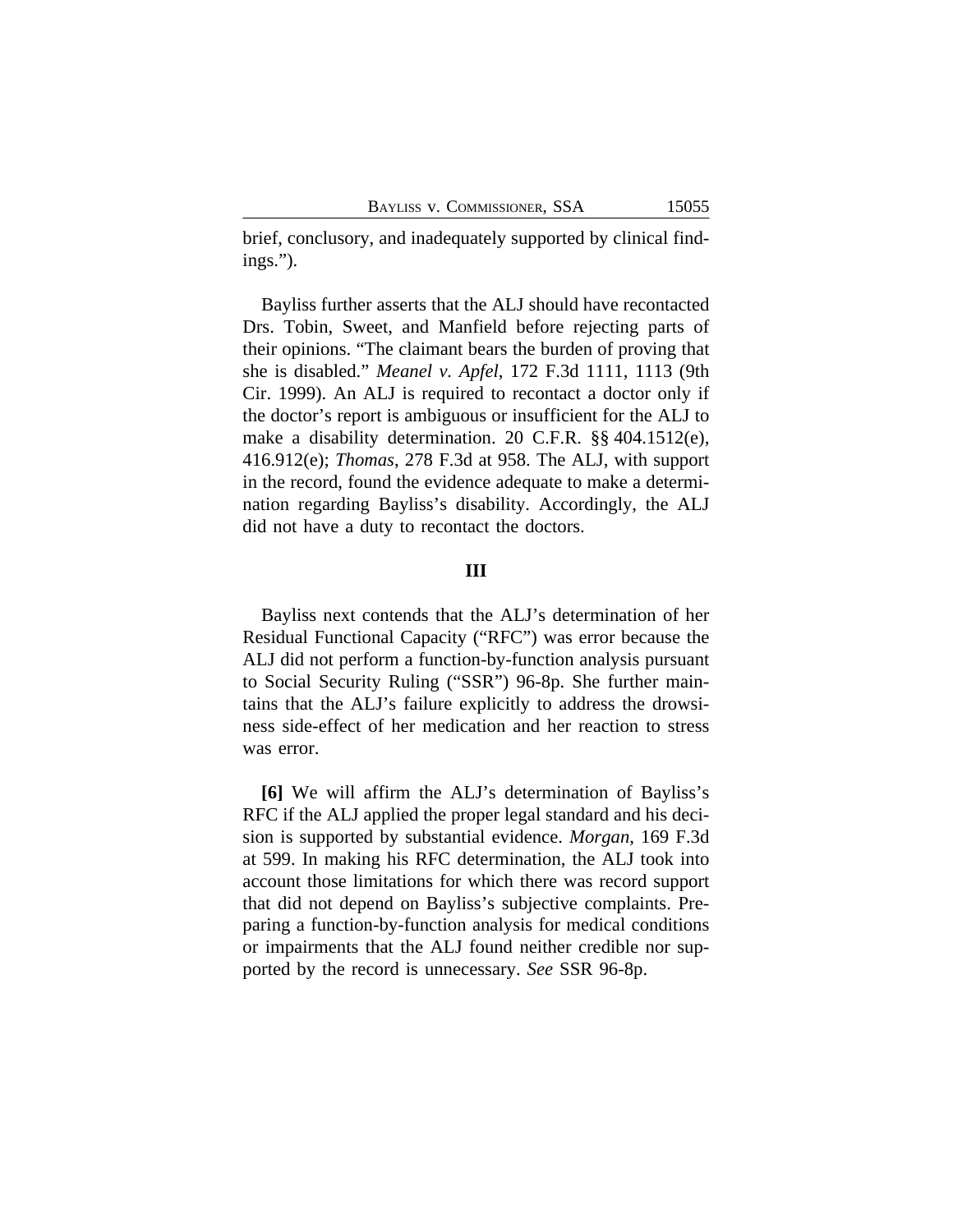brief, conclusory, and inadequately supported by clinical findings.").

Bayliss further asserts that the ALJ should have recontacted Drs. Tobin, Sweet, and Manfield before rejecting parts of their opinions. "The claimant bears the burden of proving that she is disabled." *Meanel v. Apfel*, 172 F.3d 1111, 1113 (9th Cir. 1999). An ALJ is required to recontact a doctor only if the doctor's report is ambiguous or insufficient for the ALJ to make a disability determination. 20 C.F.R. §§ 404.1512(e), 416.912(e); *Thomas*, 278 F.3d at 958. The ALJ, with support in the record, found the evidence adequate to make a determination regarding Bayliss's disability. Accordingly, the ALJ did not have a duty to recontact the doctors.

## III

Bayliss next contends that the ALJ's determination of her Residual Functional Capacity ("RFC") was error because the ALJ did not perform a function-by-function analysis pursuant to Social Security Ruling ("SSR") 96-8p. She further maintains that the ALJ's failure explicitly to address the drowsiness side-effect of her medication and her reaction to stress was error.

**[6]** We will affirm the ALJ's determination of Bayliss's RFC if the ALJ applied the proper legal standard and his decision is supported by substantial evidence. *Morgan*, 169 F.3d at 599. In making his RFC determination, the ALJ took into account those limitations for which there was record support that did not depend on Bayliss's subjective complaints. Preparing a function-by-function analysis for medical conditions or impairments that the ALJ found neither credible nor supported by the record is unnecessary. *See* SSR 96-8p.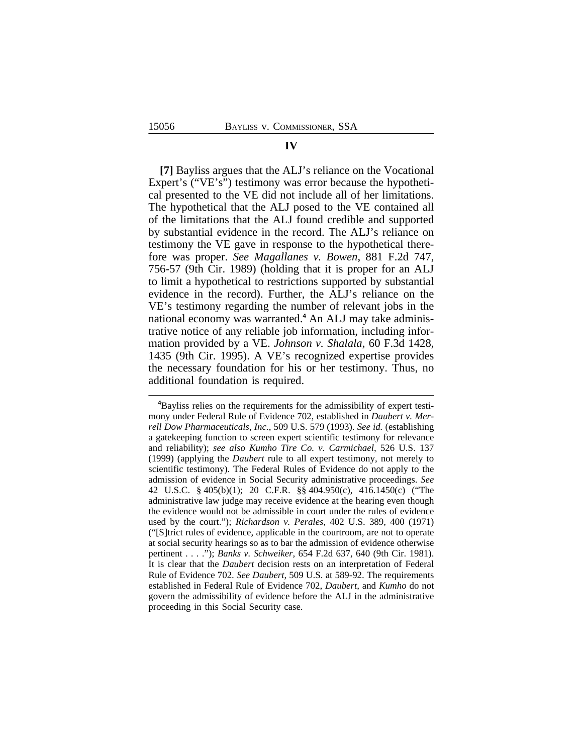## IV

**[7]** Bayliss argues that the ALJ's reliance on the Vocational Expert's ("VE's") testimony was error because the hypothetical presented to the VE did not include all of her limitations. The hypothetical that the ALJ posed to the VE contained all of the limitations that the ALJ found credible and supported by substantial evidence in the record. The ALJ's reliance on testimony the VE gave in response to the hypothetical therefore was proper. *See Magallanes v. Bowen*, 881 F.2d 747, 756-57 (9th Cir. 1989) (holding that it is proper for an ALJ to limit a hypothetical to restrictions supported by substantial evidence in the record). Further, the ALJ's reliance on the VE's testimony regarding the number of relevant jobs in the national economy was warranted.[4] An ALJ may take administrative notice of any reliable job information, including information provided by a VE. *Johnson v. Shalala*, 60 F.3d 1428, 1435 (9th Cir. 1995). A VE's recognized expertise provides the necessary foundation for his or her testimony. Thus, no additional foundation is required.

---

[4]Bayliss relies on the requirements for the admissibility of expert testimony under Federal Rule of Evidence 702, established in *Daubert v. Merrell Dow Pharmaceuticals, Inc.*, 509 U.S. 579 (1993). *See id.* (establishing a gatekeeping function to screen expert scientific testimony for relevance and reliability); *see also Kumho Tire Co. v. Carmichael*, 526 U.S. 137 (1999) (applying the *Daubert* rule to all expert testimony, not merely to scientific testimony). The Federal Rules of Evidence do not apply to the admission of evidence in Social Security administrative proceedings. *See* 42 U.S.C. § 405(b)(1); 20 C.F.R. §§ 404.950(c), 416.1450(c) ("The administrative law judge may receive evidence at the hearing even though the evidence would not be admissible in court under the rules of evidence used by the court."); *Richardson v. Perales*, 402 U.S. 389, 400 (1971) ("[S]trict rules of evidence, applicable in the courtroom, are not to operate at social security hearings so as to bar the admission of evidence otherwise pertinent . . . ."); *Banks v. Schweiker*, 654 F.2d 637, 640 (9th Cir. 1981). It is clear that the *Daubert* decision rests on an interpretation of Federal Rule of Evidence 702. *See Daubert*, 509 U.S. at 589-92. The requirements established in Federal Rule of Evidence 702, *Daubert*, and *Kumho* do not govern the admissibility of evidence before the ALJ in the administrative proceeding in this Social Security case.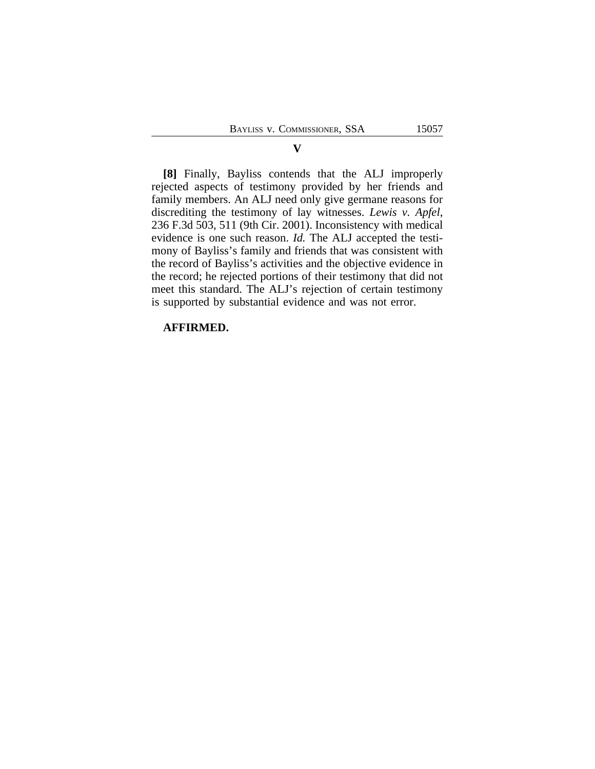## V

**[8]** Finally, Bayliss contends that the ALJ improperly rejected aspects of testimony provided by her friends and family members. An ALJ need only give germane reasons for discrediting the testimony of lay witnesses. *Lewis v. Apfel*, 236 F.3d 503, 511 (9th Cir. 2001). Inconsistency with medical evidence is one such reason. *Id.* The ALJ accepted the testimony of Bayliss's family and friends that was consistent with the record of Bayliss's activities and the objective evidence in the record; he rejected portions of their testimony that did not meet this standard. The ALJ's rejection of certain testimony is supported by substantial evidence and was not error.

**AFFIRMED.**